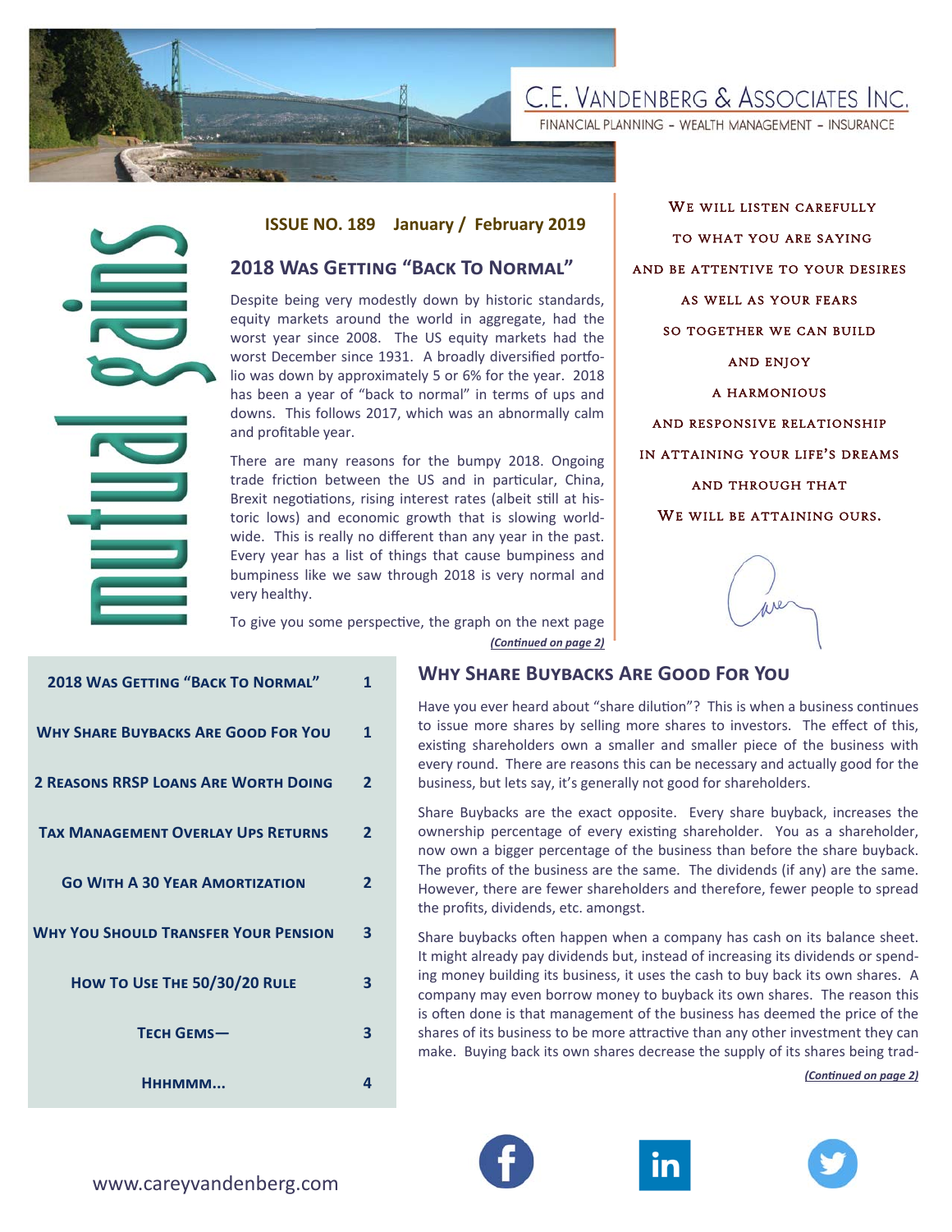# C.E. VANDENBERG & ASSOCIATES INC.

FINANCIAL PLANNING - WEALTH MANAGEMENT - INSURANCE

# mutual gains

**ISSUE NO. 189 January / February 2019**

## 2018 Was Getting "Back To Normal"

Despite being very modestly down by historic standards, equity markets around the world in aggregate, had the worst year since 2008. The US equity markets had the worst December since 1931. A broadly diversified portfolio was down by approximately 5 or 6% for the year. 2018 has been a year of "back to normal" in terms of ups and downs. This follows 2017, which was an abnormally calm and profitable year.

There are many reasons for the bumpy 2018. Ongoing trade friction between the US and in particular, China, Brexit negotiations, rising interest rates (albeit still at historic lows) and economic growth that is slowing worldwide. This is really no different than any year in the past. Every year has a list of things that cause bumpiness and bumpiness like we saw through 2018 is very normal and very healthy.

To give you some perspective, the graph on the next page

***(Continued on page 2)***

WE WILL LISTEN CAREFULLY
TO WHAT YOU ARE SAYING
AND BE ATTENTIVE TO YOUR DESIRES
AS WELL AS YOUR FEARS
SO TOGETHER WE CAN BUILD
AND ENJOY
A HARMONIOUS
AND RESPONSIVE RELATIONSHIP
IN ATTAINING YOUR LIFE'S DREAMS
AND THROUGH THAT
WE WILL BE ATTAINING OURS.

Carey

| | |
|---|---|
| 2018 Was Getting "Back To Normal" | 1 |
| Why Share Buybacks Are Good For You | 1 |
| 2 Reasons RRSP Loans Are Worth Doing | 2 |
| Tax Management Overlay Ups Returns | 2 |
| Go With A 30 Year Amortization | 2 |
| Why You Should Transfer Your Pension | 3 |
| How To Use The 50/30/20 Rule | 3 |
| Tech Gems— | 3 |
| Hhhmmm... | 4 |

## Why Share Buybacks Are Good For You

Have you ever heard about "share dilution"? This is when a business continues to issue more shares by selling more shares to investors. The effect of this, existing shareholders own a smaller and smaller piece of the business with every round. There are reasons this can be necessary and actually good for the business, but lets say, it's generally not good for shareholders.

Share Buybacks are the exact opposite. Every share buyback, increases the ownership percentage of every existing shareholder. You as a shareholder, now own a bigger percentage of the business than before the share buyback. The profits of the business are the same. The dividends (if any) are the same. However, there are fewer shareholders and therefore, fewer people to spread the profits, dividends, etc. amongst.

Share buybacks often happen when a company has cash on its balance sheet. It might already pay dividends but, instead of increasing its dividends or spending money building its business, it uses the cash to buy back its own shares. A company may even borrow money to buyback its own shares. The reason this is often done is that management of the business has deemed the price of the shares of its business to be more attractive than any other investment they can make. Buying back its own shares decrease the supply of its shares being trad-

***(Continued on page 2)***

www.careyvandenberg.com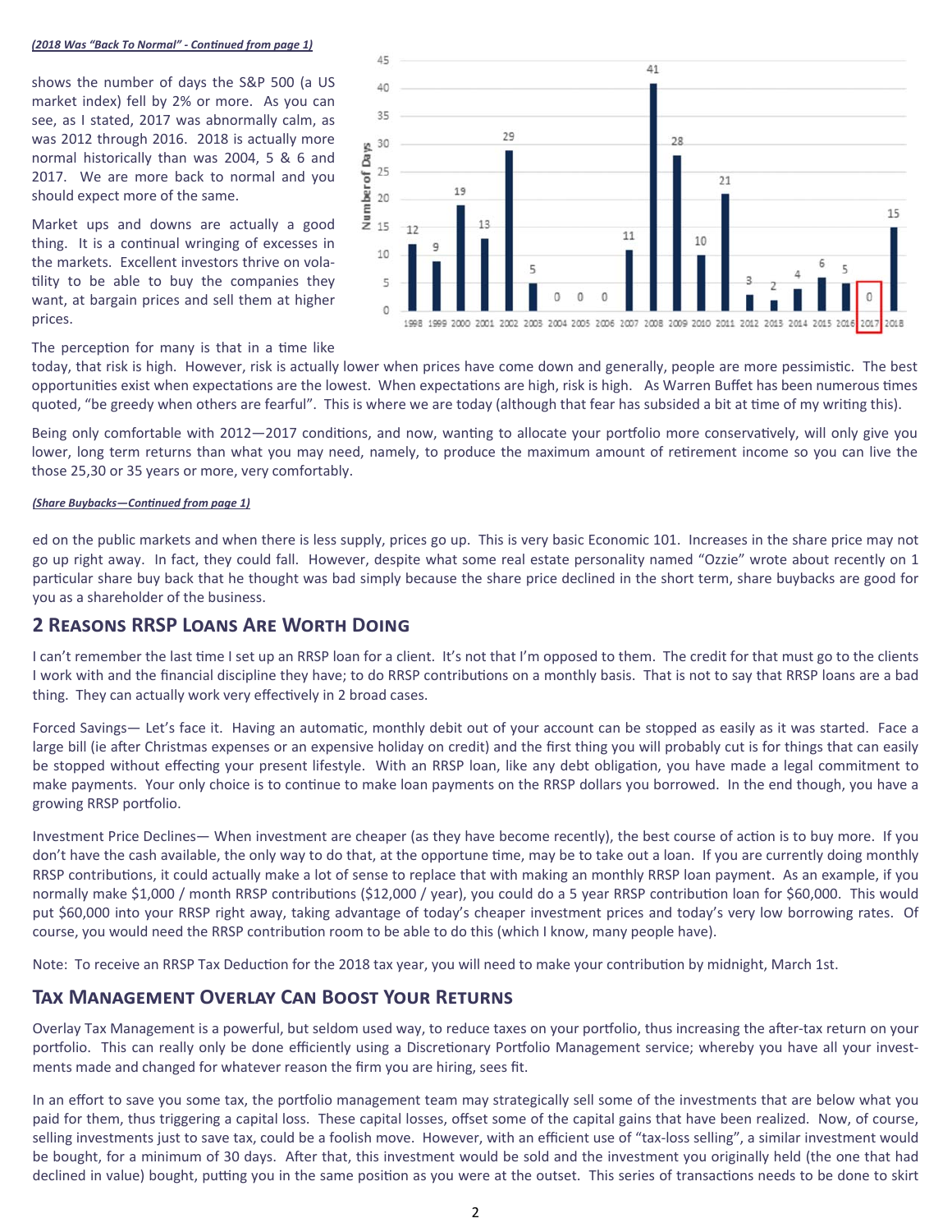*(2018 Was "Back To Normal" - Continued from page 1)*

shows the number of days the S&P 500 (a US market index) fell by 2% or more. As you can see, as I stated, 2017 was abnormally calm, as was 2012 through 2016. 2018 is actually more normal historically than was 2004, 5 & 6 and 2017. We are more back to normal and you should expect more of the same.

| Year | Number of Days |
|---|---|
| 1998 | 12 |
| 1999 | 9 |
| 2000 | 19 |
| 2001 | 13 |
| 2002 | 29 |
| 2003 | 5 |
| 2004 | 0 |
| 2005 | 0 |
| 2006 | 0 |
| 2007 | 11 |
| 2008 | 41 |
| 2009 | 28 |
| 2010 | 10 |
| 2011 | 21 |
| 2012 | 3 |
| 2013 | 2 |
| 2014 | 4 |
| 2015 | 6 |
| 2016 | 5 |
| 2017 | 0 |
| 2018 | 15 |

Market ups and downs are actually a good thing. It is a continual wringing of excesses in the markets. Excellent investors thrive on volatility to be able to buy the companies they want, at bargain prices and sell them at higher prices.

The perception for many is that in a time like today, that risk is high. However, risk is actually lower when prices have come down and generally, people are more pessimistic. The best opportunities exist when expectations are the lowest. When expectations are high, risk is high. As Warren Buffet has been numerous times quoted, "be greedy when others are fearful". This is where we are today (although that fear has subsided a bit at time of my writing this).

Being only comfortable with 2012—2017 conditions, and now, wanting to allocate your portfolio more conservatively, will only give you lower, long term returns than what you may need, namely, to produce the maximum amount of retirement income so you can live the those 25,30 or 35 years or more, very comfortably.

*(Share Buybacks—Continued from page 1)*

ed on the public markets and when there is less supply, prices go up. This is very basic Economic 101. Increases in the share price may not go up right away. In fact, they could fall. However, despite what some real estate personality named "Ozzie" wrote about recently on 1 particular share buy back that he thought was bad simply because the share price declined in the short term, share buybacks are good for you as a shareholder of the business.

## 2 Reasons RRSP Loans Are Worth Doing

I can't remember the last time I set up an RRSP loan for a client. It's not that I'm opposed to them. The credit for that must go to the clients I work with and the financial discipline they have; to do RRSP contributions on a monthly basis. That is not to say that RRSP loans are a bad thing. They can actually work very effectively in 2 broad cases.

Forced Savings— Let's face it. Having an automatic, monthly debit out of your account can be stopped as easily as it was started. Face a large bill (ie after Christmas expenses or an expensive holiday on credit) and the first thing you will probably cut is for things that can easily be stopped without effecting your present lifestyle. With an RRSP loan, like any debt obligation, you have made a legal commitment to make payments. Your only choice is to continue to make loan payments on the RRSP dollars you borrowed. In the end though, you have a growing RRSP portfolio.

Investment Price Declines— When investment are cheaper (as they have become recently), the best course of action is to buy more. If you don't have the cash available, the only way to do that, at the opportune time, may be to take out a loan. If you are currently doing monthly RRSP contributions, it could actually make a lot of sense to replace that with making an monthly RRSP loan payment. As an example, if you normally make $1,000 / month RRSP contributions ($12,000 / year), you could do a 5 year RRSP contribution loan for $60,000. This would put $60,000 into your RRSP right away, taking advantage of today's cheaper investment prices and today's very low borrowing rates. Of course, you would need the RRSP contribution room to be able to do this (which I know, many people have).

Note: To receive an RRSP Tax Deduction for the 2018 tax year, you will need to make your contribution by midnight, March 1st.

## Tax Management Overlay Can Boost Your Returns

Overlay Tax Management is a powerful, but seldom used way, to reduce taxes on your portfolio, thus increasing the after-tax return on your portfolio. This can really only be done efficiently using a Discretionary Portfolio Management service; whereby you have all your investments made and changed for whatever reason the firm you are hiring, sees fit.

In an effort to save you some tax, the portfolio management team may strategically sell some of the investments that are below what you paid for them, thus triggering a capital loss. These capital losses, offset some of the capital gains that have been realized. Now, of course, selling investments just to save tax, could be a foolish move. However, with an efficient use of "tax-loss selling", a similar investment would be bought, for a minimum of 30 days. After that, this investment would be sold and the investment you originally held (the one that had declined in value) bought, putting you in the same position as you were at the outset. This series of transactions needs to be done to skirt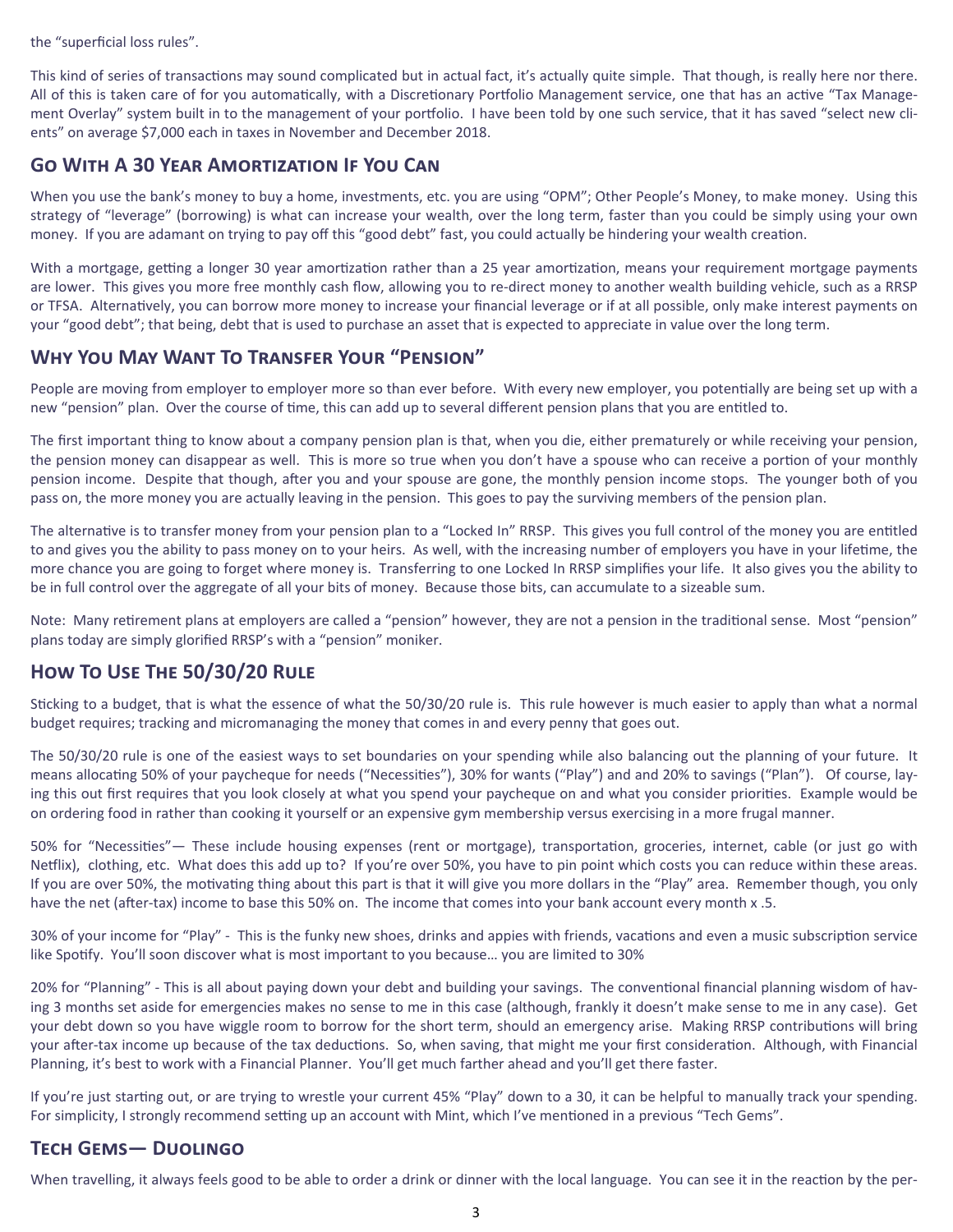the “superficial loss rules”.

This kind of series of transactions may sound complicated but in actual fact, it’s actually quite simple. That though, is really here nor there. All of this is taken care of for you automatically, with a Discretionary Portfolio Management service, one that has an active “Tax Management Overlay” system built in to the management of your portfolio. I have been told by one such service, that it has saved “select new clients” on average $7,000 each in taxes in November and December 2018.

## Go With A 30 Year Amortization If You Can

When you use the bank’s money to buy a home, investments, etc. you are using “OPM”; Other People’s Money, to make money. Using this strategy of “leverage” (borrowing) is what can increase your wealth, over the long term, faster than you could be simply using your own money. If you are adamant on trying to pay off this “good debt” fast, you could actually be hindering your wealth creation.

With a mortgage, getting a longer 30 year amortization rather than a 25 year amortization, means your requirement mortgage payments are lower. This gives you more free monthly cash flow, allowing you to re-direct money to another wealth building vehicle, such as a RRSP or TFSA. Alternatively, you can borrow more money to increase your financial leverage or if at all possible, only make interest payments on your “good debt”; that being, debt that is used to purchase an asset that is expected to appreciate in value over the long term.

## Why You May Want To Transfer Your “Pension”

People are moving from employer to employer more so than ever before. With every new employer, you potentially are being set up with a new “pension” plan. Over the course of time, this can add up to several different pension plans that you are entitled to.

The first important thing to know about a company pension plan is that, when you die, either prematurely or while receiving your pension, the pension money can disappear as well. This is more so true when you don’t have a spouse who can receive a portion of your monthly pension income. Despite that though, after you and your spouse are gone, the monthly pension income stops. The younger both of you pass on, the more money you are actually leaving in the pension. This goes to pay the surviving members of the pension plan.

The alternative is to transfer money from your pension plan to a “Locked In” RRSP. This gives you full control of the money you are entitled to and gives you the ability to pass money on to your heirs. As well, with the increasing number of employers you have in your lifetime, the more chance you are going to forget where money is. Transferring to one Locked In RRSP simplifies your life. It also gives you the ability to be in full control over the aggregate of all your bits of money. Because those bits, can accumulate to a sizeable sum.

Note: Many retirement plans at employers are called a “pension” however, they are not a pension in the traditional sense. Most “pension” plans today are simply glorified RRSP’s with a “pension” moniker.

## How To Use The 50/30/20 Rule

Sticking to a budget, that is what the essence of what the 50/30/20 rule is. This rule however is much easier to apply than what a normal budget requires; tracking and micromanaging the money that comes in and every penny that goes out.

The 50/30/20 rule is one of the easiest ways to set boundaries on your spending while also balancing out the planning of your future. It means allocating 50% of your paycheque for needs (“Necessities”), 30% for wants (“Play”) and and 20% to savings (“Plan”). Of course, laying this out first requires that you look closely at what you spend your paycheque on and what you consider priorities. Example would be on ordering food in rather than cooking it yourself or an expensive gym membership versus exercising in a more frugal manner.

50% for “Necessities”— These include housing expenses (rent or mortgage), transportation, groceries, internet, cable (or just go with Netflix), clothing, etc. What does this add up to? If you’re over 50%, you have to pin point which costs you can reduce within these areas. If you are over 50%, the motivating thing about this part is that it will give you more dollars in the “Play” area. Remember though, you only have the net (after-tax) income to base this 50% on. The income that comes into your bank account every month x .5.

30% of your income for “Play” - This is the funky new shoes, drinks and appies with friends, vacations and even a music subscription service like Spotify. You’ll soon discover what is most important to you because… you are limited to 30%

20% for “Planning” - This is all about paying down your debt and building your savings. The conventional financial planning wisdom of having 3 months set aside for emergencies makes no sense to me in this case (although, frankly it doesn’t make sense to me in any case). Get your debt down so you have wiggle room to borrow for the short term, should an emergency arise. Making RRSP contributions will bring your after-tax income up because of the tax deductions. So, when saving, that might me your first consideration. Although, with Financial Planning, it’s best to work with a Financial Planner. You’ll get much farther ahead and you’ll get there faster.

If you’re just starting out, or are trying to wrestle your current 45% “Play” down to a 30, it can be helpful to manually track your spending. For simplicity, I strongly recommend setting up an account with Mint, which I’ve mentioned in a previous “Tech Gems”.

## Tech Gems— Duolingo

When travelling, it always feels good to be able to order a drink or dinner with the local language. You can see it in the reaction by the per-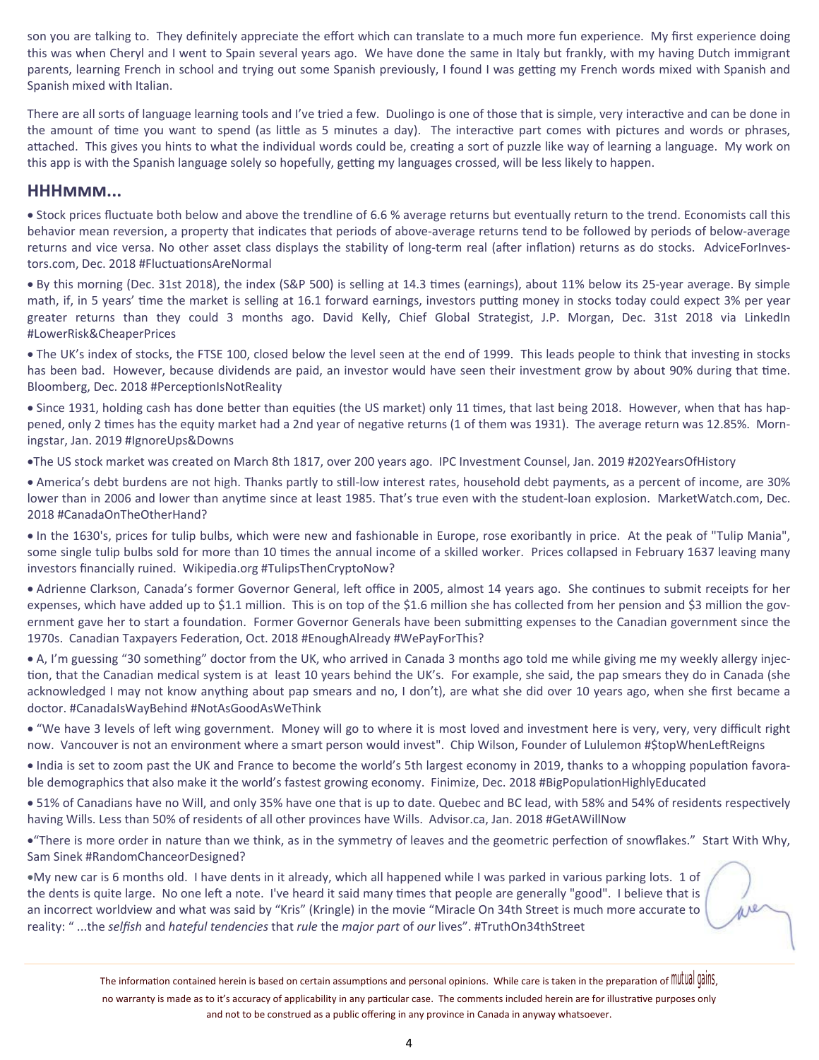son you are talking to. They definitely appreciate the effort which can translate to a much more fun experience. My first experience doing this was when Cheryl and I went to Spain several years ago. We have done the same in Italy but frankly, with my having Dutch immigrant parents, learning French in school and trying out some Spanish previously, I found I was getting my French words mixed with Spanish and Spanish mixed with Italian.

There are all sorts of language learning tools and I've tried a few. Duolingo is one of those that is simple, very interactive and can be done in the amount of time you want to spend (as little as 5 minutes a day). The interactive part comes with pictures and words or phrases, attached. This gives you hints to what the individual words could be, creating a sort of puzzle like way of learning a language. My work on this app is with the Spanish language solely so hopefully, getting my languages crossed, will be less likely to happen.

## HHHMMM...

- Stock prices fluctuate both below and above the trendline of 6.6 % average returns but eventually return to the trend. Economists call this behavior mean reversion, a property that indicates that periods of above-average returns tend to be followed by periods of below-average returns and vice versa. No other asset class displays the stability of long-term real (after inflation) returns as do stocks. AdviceForInvestors.com, Dec. 2018 #FluctuationsAreNormal
- By this morning (Dec. 31st 2018), the index (S&P 500) is selling at 14.3 times (earnings), about 11% below its 25-year average. By simple math, if, in 5 years' time the market is selling at 16.1 forward earnings, investors putting money in stocks today could expect 3% per year greater returns than they could 3 months ago. David Kelly, Chief Global Strategist, J.P. Morgan, Dec. 31st 2018 via LinkedIn #LowerRisk&CheaperPrices
- The UK's index of stocks, the FTSE 100, closed below the level seen at the end of 1999. This leads people to think that investing in stocks has been bad. However, because dividends are paid, an investor would have seen their investment grow by about 90% during that time. Bloomberg, Dec. 2018 #PerceptionIsNotReality
- Since 1931, holding cash has done better than equities (the US market) only 11 times, that last being 2018. However, when that has happened, only 2 times has the equity market had a 2nd year of negative returns (1 of them was 1931). The average return was 12.85%. Morningstar, Jan. 2019 #IgnoreUps&Downs
- The US stock market was created on March 8th 1817, over 200 years ago. IPC Investment Counsel, Jan. 2019 #202YearsOfHistory
- America's debt burdens are not high. Thanks partly to still-low interest rates, household debt payments, as a percent of income, are 30% lower than in 2006 and lower than anytime since at least 1985. That's true even with the student-loan explosion. MarketWatch.com, Dec. 2018 #CanadaOnTheOtherHand?
- In the 1630's, prices for tulip bulbs, which were new and fashionable in Europe, rose exoribantly in price. At the peak of "Tulip Mania", some single tulip bulbs sold for more than 10 times the annual income of a skilled worker. Prices collapsed in February 1637 leaving many investors financially ruined. Wikipedia.org #TulipsThenCryptoNow?
- Adrienne Clarkson, Canada's former Governor General, left office in 2005, almost 14 years ago. She continues to submit receipts for her expenses, which have added up to $1.1 million. This is on top of the $1.6 million she has collected from her pension and $3 million the government gave her to start a foundation. Former Governor Generals have been submitting expenses to the Canadian government since the 1970s. Canadian Taxpayers Federation, Oct. 2018 #EnoughAlready #WePayForThis?
- A, I'm guessing "30 something" doctor from the UK, who arrived in Canada 3 months ago told me while giving me my weekly allergy injection, that the Canadian medical system is at least 10 years behind the UK's. For example, she said, the pap smears they do in Canada (she acknowledged I may not know anything about pap smears and no, I don't), are what she did over 10 years ago, when she first became a doctor. #CanadaIsWayBehind #NotAsGoodAsWeThink
- "We have 3 levels of left wing government. Money will go to where it is most loved and investment here is very, very, very difficult right now. Vancouver is not an environment where a smart person would invest". Chip Wilson, Founder of Lululemon #$topWhenLeftReigns
- India is set to zoom past the UK and France to become the world's 5th largest economy in 2019, thanks to a whopping population favorable demographics that also make it the world's fastest growing economy. Finimize, Dec. 2018 #BigPopulationHighlyEducated
- 51% of Canadians have no Will, and only 35% have one that is up to date. Quebec and BC lead, with 58% and 54% of residents respectively having Wills. Less than 50% of residents of all other provinces have Wills. Advisor.ca, Jan. 2018 #GetAWillNow
- "There is more order in nature than we think, as in the symmetry of leaves and the geometric perfection of snowflakes." Start With Why, Sam Sinek #RandomChanceorDesigned?
- My new car is 6 months old. I have dents in it already, which all happened while I was parked in various parking lots. 1 of the dents is quite large. No one left a note. I've heard it said many times that people are generally "good". I believe that is an incorrect worldview and what was said by "Kris" (Kringle) in the movie "Miracle On 34th Street is much more accurate to reality: " ...the *selfish* and *hateful tendencies* that *rule* the *major part* of *our* lives". #TruthOn34thStreet

The information contained herein is based on certain assumptions and personal opinions. While care is taken in the preparation of mutual gains, no warranty is made as to it's accuracy of applicability in any particular case. The comments included herein are for illustrative purposes only and not to be construed as a public offering in any province in Canada in anyway whatsoever.